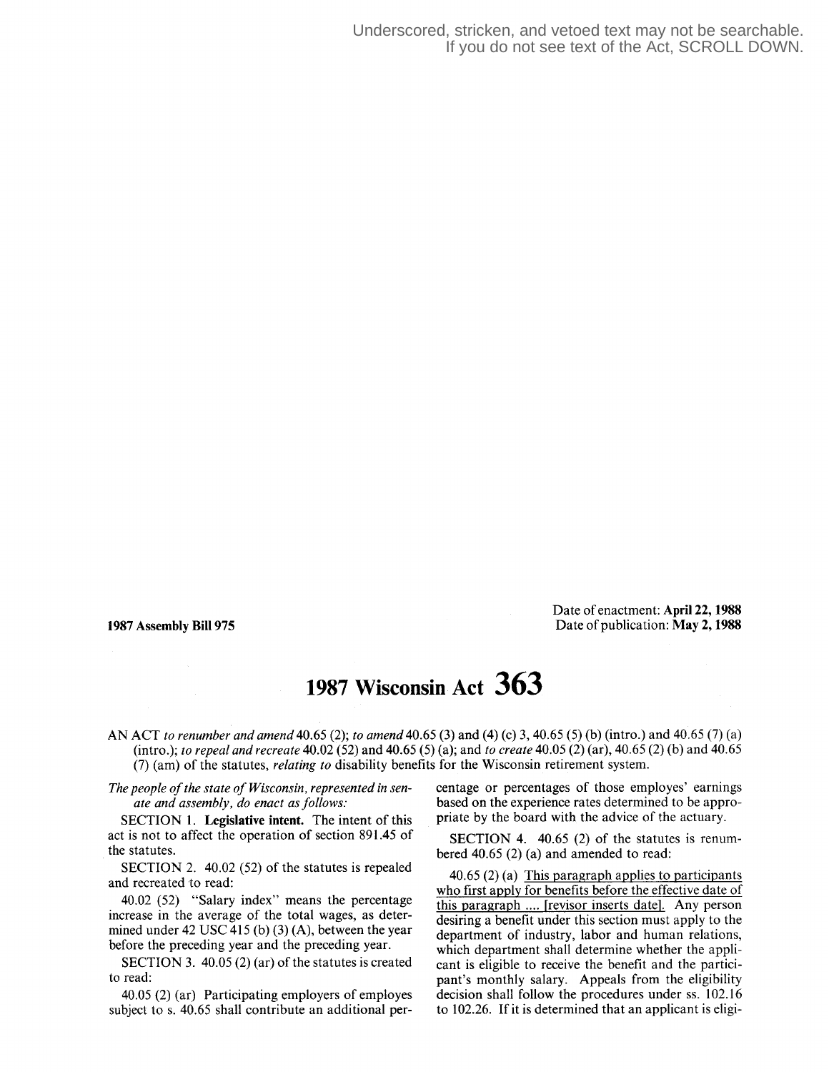Underscored, stricken, and vetoed text may not be searchable.
If you do not see text of the Act, SCROLL DOWN.

**1987 Assembly Bill 975**

Date of enactment: **April 22, 1988**
Date of publication: **May 2, 1988**

# 1987 Wisconsin Act 363

AN ACT *to renumber and amend* 40.65 (2); *to amend* 40.65 (3) and (4) (c) 3, 40.65 (5) (b) (intro.) and 40.65 (7) (a) (intro.); *to repeal and recreate* 40.02 (52) and 40.65 (5) (a); and *to create* 40.05 (2) (ar), 40.65 (2) (b) and 40.65 (7) (am) of the statutes, *relating to* disability benefits for the Wisconsin retirement system.

*The people of the state of Wisconsin, represented in senate and assembly, do enact as follows:*

SECTION 1. **Legislative intent.** The intent of this act is not to affect the operation of section 891.45 of the statutes.

SECTION 2. 40.02 (52) of the statutes is repealed and recreated to read:

40.02 (52) "Salary index" means the percentage increase in the average of the total wages, as determined under 42 USC 415 (b) (3) (A), between the year before the preceding year and the preceding year.

SECTION 3. 40.05 (2) (ar) of the statutes is created to read:

40.05 (2) (ar) Participating employers of employes subject to s. 40.65 shall contribute an additional percentage or percentages of those employes' earnings based on the experience rates determined to be appropriate by the board with the advice of the actuary.

SECTION 4. 40.65 (2) of the statutes is renumbered 40.65 (2) (a) and amended to read:

40.65 (2) (a) <u>This paragraph applies to participants who first apply for benefits before the effective date of this paragraph .... [revisor inserts date].</u> Any person desiring a benefit under this section must apply to the department of industry, labor and human relations, which department shall determine whether the applicant is eligible to receive the benefit and the participant's monthly salary. Appeals from the eligibility decision shall follow the procedures under ss. 102.16 to 102.26. If it is determined that an applicant is eligi-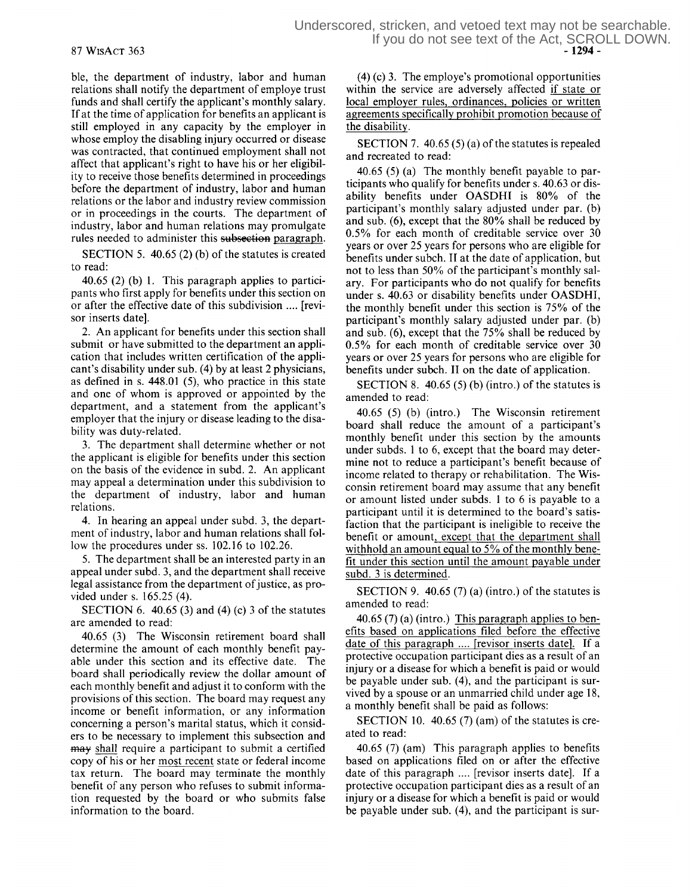ble, the department of industry, labor and human relations shall notify the department of employe trust funds and shall certify the applicant's monthly salary. If at the time of application for benefits an applicant is still employed in any capacity by the employer in whose employ the disabling injury occurred or disease was contracted, that continued employment shall not affect that applicant's right to have his or her eligibility to receive those benefits determined in proceedings before the department of industry, labor and human relations or the labor and industry review commission or in proceedings in the courts. The department of industry, labor and human relations may promulgate rules needed to administer this ~~subsection~~ paragraph.

SECTION 5. 40.65 (2) (b) of the statutes is created to read:

40.65 (2) (b) 1. This paragraph applies to participants who first apply for benefits under this section on or after the effective date of this subdivision .... [revisor inserts date].

2. An applicant for benefits under this section shall submit or have submitted to the department an application that includes written certification of the applicant's disability under sub. (4) by at least 2 physicians, as defined in s. 448.01 (5), who practice in this state and one of whom is approved or appointed by the department, and a statement from the applicant's employer that the injury or disease leading to the disability was duty-related.

3. The department shall determine whether or not the applicant is eligible for benefits under this section on the basis of the evidence in subd. 2. An applicant may appeal a determination under this subdivision to the department of industry, labor and human relations.

4. In hearing an appeal under subd. 3, the department of industry, labor and human relations shall follow the procedures under ss. 102.16 to 102.26.

5. The department shall be an interested party in an appeal under subd. 3, and the department shall receive legal assistance from the department of justice, as provided under s. 165.25 (4).

SECTION 6. 40.65 (3) and (4) (c) 3 of the statutes are amended to read:

40.65 (3) The Wisconsin retirement board shall determine the amount of each monthly benefit payable under this section and its effective date. The board shall periodically review the dollar amount of each monthly benefit and adjust it to conform with the provisions of this section. The board may request any income or benefit information, or any information concerning a person's marital status, which it considers to be necessary to implement this subsection and ~~may~~ shall require a participant to submit a certified copy of his or her most recent state or federal income tax return. The board may terminate the monthly benefit of any person who refuses to submit information requested by the board or who submits false information to the board.

(4) (c) 3. The employe's promotional opportunities within the service are adversely affected if state or local employer rules, ordinances, policies or written agreements specifically prohibit promotion because of the disability.

SECTION 7. 40.65 (5) (a) of the statutes is repealed and recreated to read:

40.65 (5) (a) The monthly benefit payable to participants who qualify for benefits under s. 40.63 or disability benefits under OASDHI is 80% of the participant's monthly salary adjusted under par. (b) and sub. (6), except that the 80% shall be reduced by 0.5% for each month of creditable service over 30 years or over 25 years for persons who are eligible for benefits under subch. II at the date of application, but not to less than 50% of the participant's monthly salary. For participants who do not qualify for benefits under s. 40.63 or disability benefits under OASDHI, the monthly benefit under this section is 75% of the participant's monthly salary adjusted under par. (b) and sub. (6), except that the 75% shall be reduced by 0.5% for each month of creditable service over 30 years or over 25 years for persons who are eligible for benefits under subch. II on the date of application.

SECTION 8. 40.65 (5) (b) (intro.) of the statutes is amended to read:

40.65 (5) (b) (intro.) The Wisconsin retirement board shall reduce the amount of a participant's monthly benefit under this section by the amounts under subds. 1 to 6, except that the board may determine not to reduce a participant's benefit because of income related to therapy or rehabilitation. The Wisconsin retirement board may assume that any benefit or amount listed under subds. 1 to 6 is payable to a participant until it is determined to the board's satisfaction that the participant is ineligible to receive the benefit or amount, except that the department shall withhold an amount equal to 5% of the monthly benefit under this section until the amount payable under subd. 3 is determined.

SECTION 9. 40.65 (7) (a) (intro.) of the statutes is amended to read:

40.65 (7) (a) (intro.) This paragraph applies to benefits based on applications filed before the effective date of this paragraph .... [revisor inserts date]. If a protective occupation participant dies as a result of an injury or a disease for which a benefit is paid or would be payable under sub. (4), and the participant is survived by a spouse or an unmarried child under age 18, a monthly benefit shall be paid as follows:

SECTION 10. 40.65 (7) (am) of the statutes is created to read:

40.65 (7) (am) This paragraph applies to benefits based on applications filed on or after the effective date of this paragraph .... [revisor inserts date]. If a protective occupation participant dies as a result of an injury or a disease for which a benefit is paid or would be payable under sub. (4), and the participant is sur-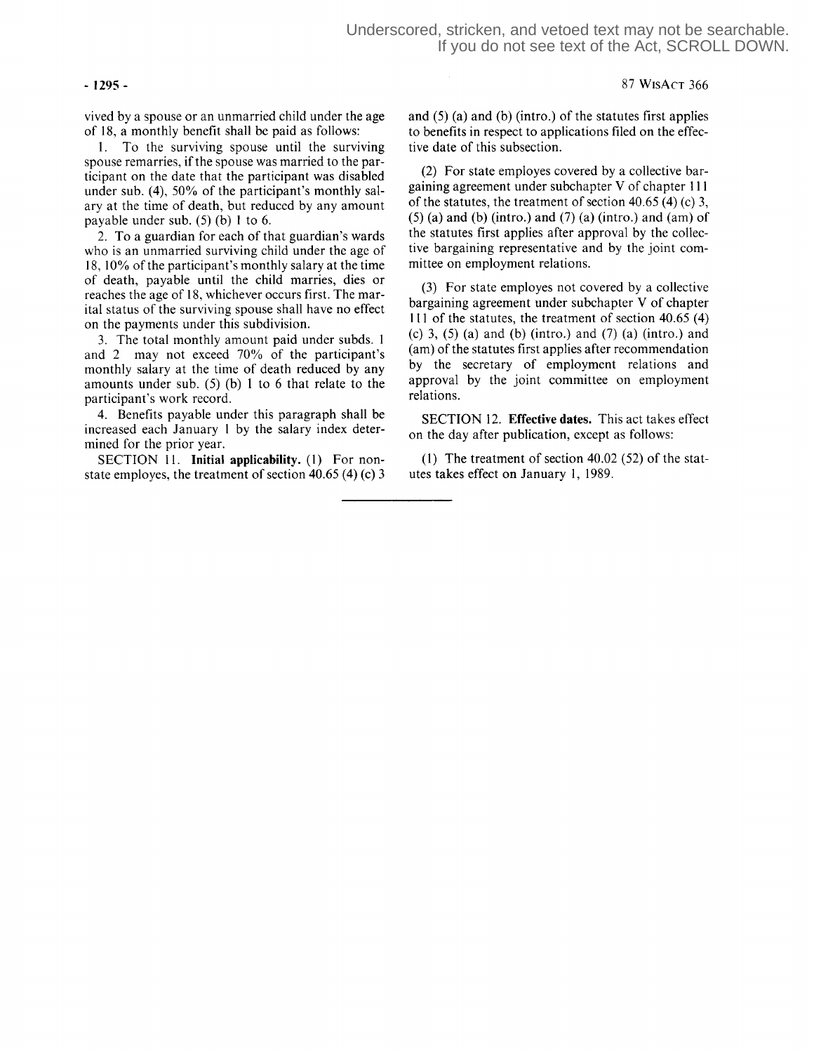vived by a spouse or an unmarried child under the age of 18, a monthly benefit shall be paid as follows:

1. To the surviving spouse until the surviving spouse remarries, if the spouse was married to the participant on the date that the participant was disabled under sub. (4), 50% of the participant's monthly salary at the time of death, but reduced by any amount payable under sub. (5) (b) 1 to 6.

2. To a guardian for each of that guardian's wards who is an unmarried surviving child under the age of 18, 10% of the participant's monthly salary at the time of death, payable until the child marries, dies or reaches the age of 18, whichever occurs first. The marital status of the surviving spouse shall have no effect on the payments under this subdivision.

3. The total monthly amount paid under subds. 1 and 2 may not exceed 70% of the participant's monthly salary at the time of death reduced by any amounts under sub. (5) (b) 1 to 6 that relate to the participant's work record.

4. Benefits payable under this paragraph shall be increased each January 1 by the salary index determined for the prior year.

SECTION 11. **Initial applicability.** (1) For nonstate employes, the treatment of section 40.65 (4) (c) 3 and (5) (a) and (b) (intro.) of the statutes first applies to benefits in respect to applications filed on the effective date of this subsection.

(2) For state employes covered by a collective bargaining agreement under subchapter V of chapter 111 of the statutes, the treatment of section 40.65 (4) (c) 3, (5) (a) and (b) (intro.) and (7) (a) (intro.) and (am) of the statutes first applies after approval by the collective bargaining representative and by the joint committee on employment relations.

(3) For state employes not covered by a collective bargaining agreement under subchapter V of chapter 111 of the statutes, the treatment of section 40.65 (4) (c) 3, (5) (a) and (b) (intro.) and (7) (a) (intro.) and (am) of the statutes first applies after recommendation by the secretary of employment relations and approval by the joint committee on employment relations.

SECTION 12. **Effective dates.** This act takes effect on the day after publication, except as follows:

(1) The treatment of section 40.02 (52) of the statutes takes effect on January 1, 1989.